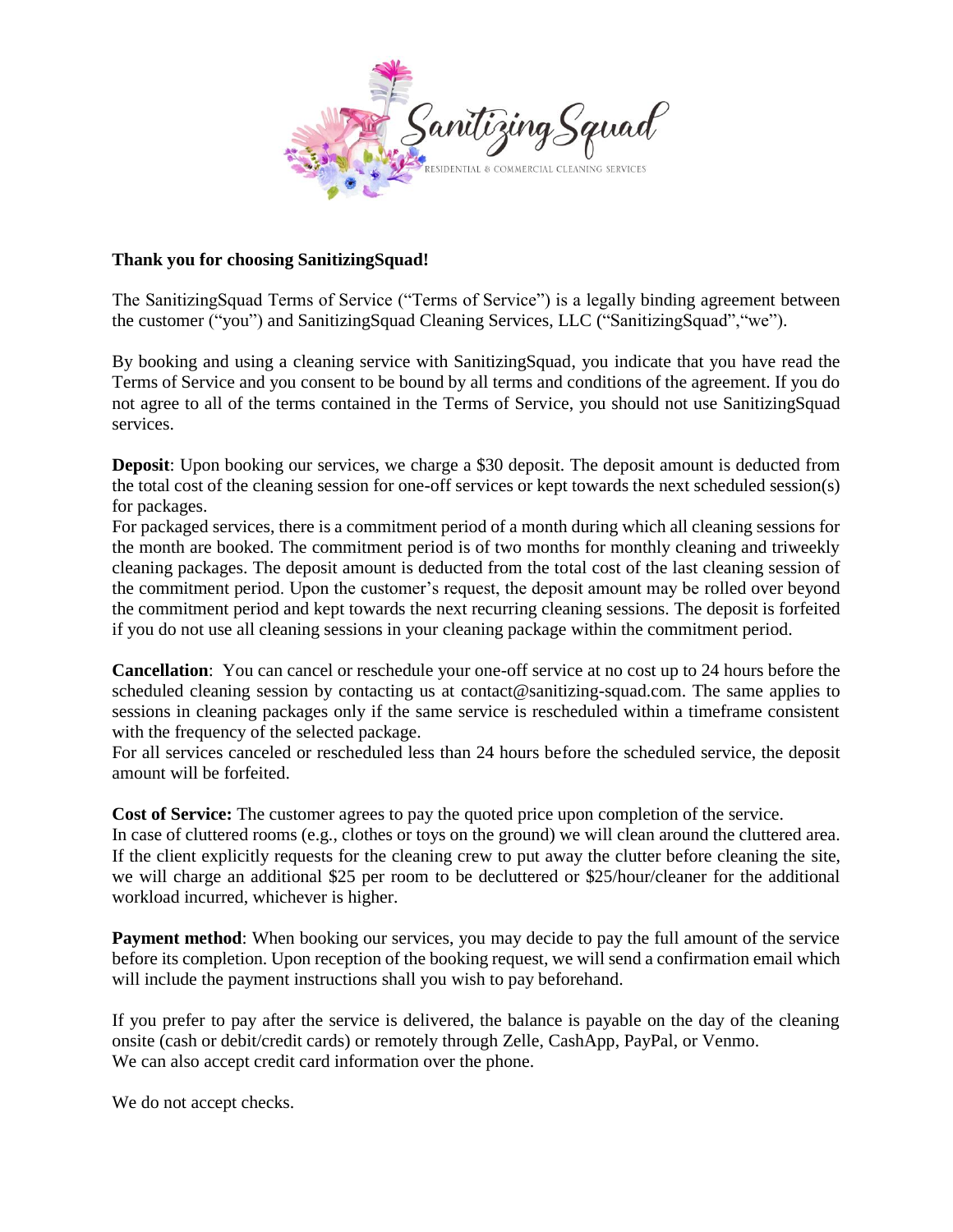**Thank you for choosing SanitizingSquad!**

The SanitizingSquad Terms of Service ("Terms of Service") is a legally binding agreement between the customer ("you") and SanitizingSquad Cleaning Services, LLC ("SanitizingSquad","we").

By booking and using a cleaning service with SanitizingSquad, you indicate that you have read the Terms of Service and you consent to be bound by all terms and conditions of the agreement. If you do not agree to all of the terms contained in the Terms of Service, you should not use SanitizingSquad services.

**Deposit**: Upon booking our services, we charge a $30 deposit. The deposit amount is deducted from the total cost of the cleaning session for one-off services or kept towards the next scheduled session(s) for packages.

For packaged services, there is a commitment period of a month during which all cleaning sessions for the month are booked. The commitment period is of two months for monthly cleaning and triweekly cleaning packages. The deposit amount is deducted from the total cost of the last cleaning session of the commitment period. Upon the customer's request, the deposit amount may be rolled over beyond the commitment period and kept towards the next recurring cleaning sessions. The deposit is forfeited if you do not use all cleaning sessions in your cleaning package within the commitment period.

**Cancellation**: You can cancel or reschedule your one-off service at no cost up to 24 hours before the scheduled cleaning session by contacting us at contact@sanitizing-squad.com. The same applies to sessions in cleaning packages only if the same service is rescheduled within a timeframe consistent with the frequency of the selected package.

For all services canceled or rescheduled less than 24 hours before the scheduled service, the deposit amount will be forfeited.

**Cost of Service:** The customer agrees to pay the quoted price upon completion of the service.

In case of cluttered rooms (e.g., clothes or toys on the ground) we will clean around the cluttered area. If the client explicitly requests for the cleaning crew to put away the clutter before cleaning the site, we will charge an additional $25 per room to be decluttered or $25/hour/cleaner for the additional workload incurred, whichever is higher.

**Payment method**: When booking our services, you may decide to pay the full amount of the service before its completion. Upon reception of the booking request, we will send a confirmation email which will include the payment instructions shall you wish to pay beforehand.

If you prefer to pay after the service is delivered, the balance is payable on the day of the cleaning onsite (cash or debit/credit cards) or remotely through Zelle, CashApp, PayPal, or Venmo.
We can also accept credit card information over the phone.

We do not accept checks.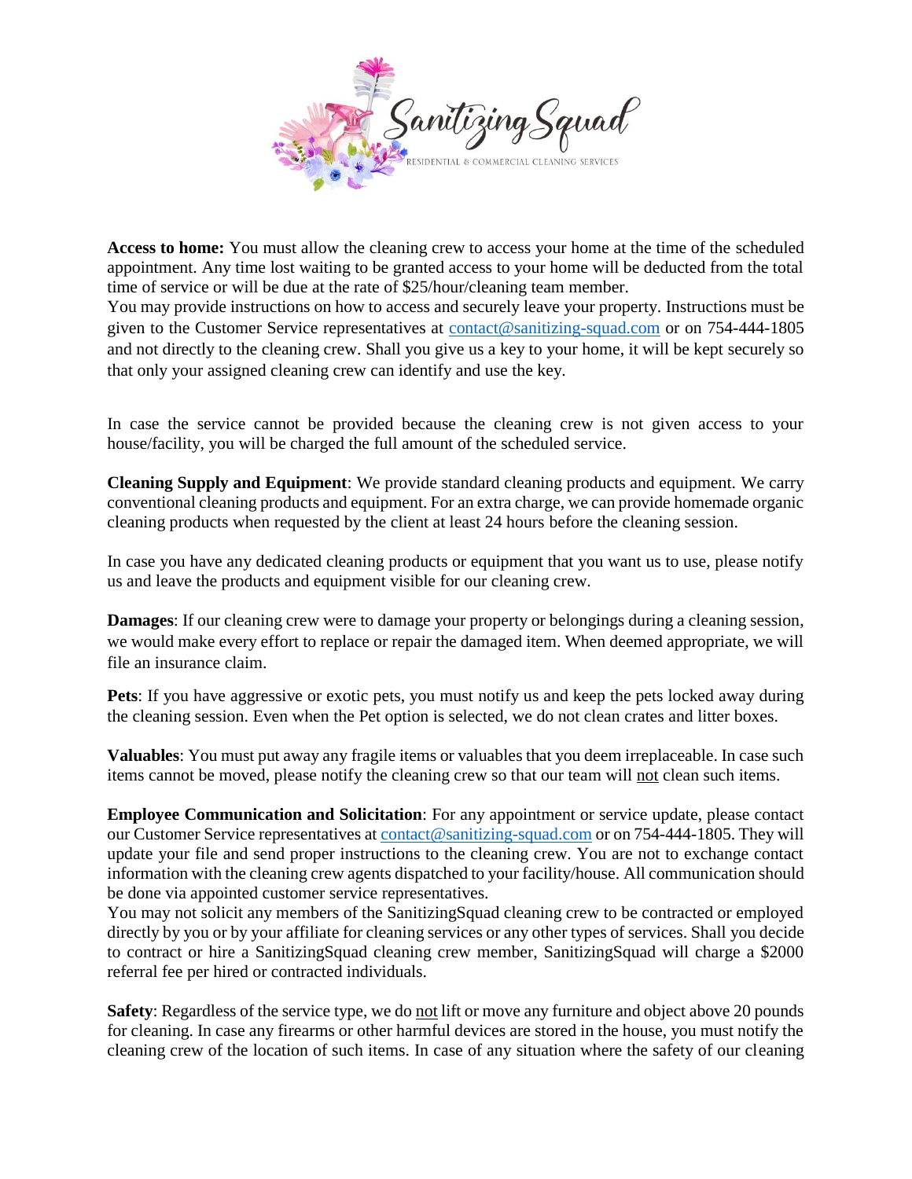**Access to home:** You must allow the cleaning crew to access your home at the time of the scheduled appointment. Any time lost waiting to be granted access to your home will be deducted from the total time of service or will be due at the rate of $25/hour/cleaning team member.
You may provide instructions on how to access and securely leave your property. Instructions must be given to the Customer Service representatives at contact@sanitizing-squad.com or on 754-444-1805 and not directly to the cleaning crew. Shall you give us a key to your home, it will be kept securely so that only your assigned cleaning crew can identify and use the key.

In case the service cannot be provided because the cleaning crew is not given access to your house/facility, you will be charged the full amount of the scheduled service.

**Cleaning Supply and Equipment**: We provide standard cleaning products and equipment. We carry conventional cleaning products and equipment. For an extra charge, we can provide homemade organic cleaning products when requested by the client at least 24 hours before the cleaning session.

In case you have any dedicated cleaning products or equipment that you want us to use, please notify us and leave the products and equipment visible for our cleaning crew.

**Damages**: If our cleaning crew were to damage your property or belongings during a cleaning session, we would make every effort to replace or repair the damaged item. When deemed appropriate, we will file an insurance claim.

**Pets**: If you have aggressive or exotic pets, you must notify us and keep the pets locked away during the cleaning session. Even when the Pet option is selected, we do not clean crates and litter boxes.

**Valuables**: You must put away any fragile items or valuables that you deem irreplaceable. In case such items cannot be moved, please notify the cleaning crew so that our team will <u>not</u> clean such items.

**Employee Communication and Solicitation**: For any appointment or service update, please contact our Customer Service representatives at contact@sanitizing-squad.com or on 754-444-1805. They will update your file and send proper instructions to the cleaning crew. You are not to exchange contact information with the cleaning crew agents dispatched to your facility/house. All communication should be done via appointed customer service representatives.
You may not solicit any members of the SanitizingSquad cleaning crew to be contracted or employed directly by you or by your affiliate for cleaning services or any other types of services. Shall you decide to contract or hire a SanitizingSquad cleaning crew member, SanitizingSquad will charge a $2000 referral fee per hired or contracted individuals.

**Safety**: Regardless of the service type, we do <u>not</u> lift or move any furniture and object above 20 pounds for cleaning. In case any firearms or other harmful devices are stored in the house, you must notify the cleaning crew of the location of such items. In case of any situation where the safety of our cleaning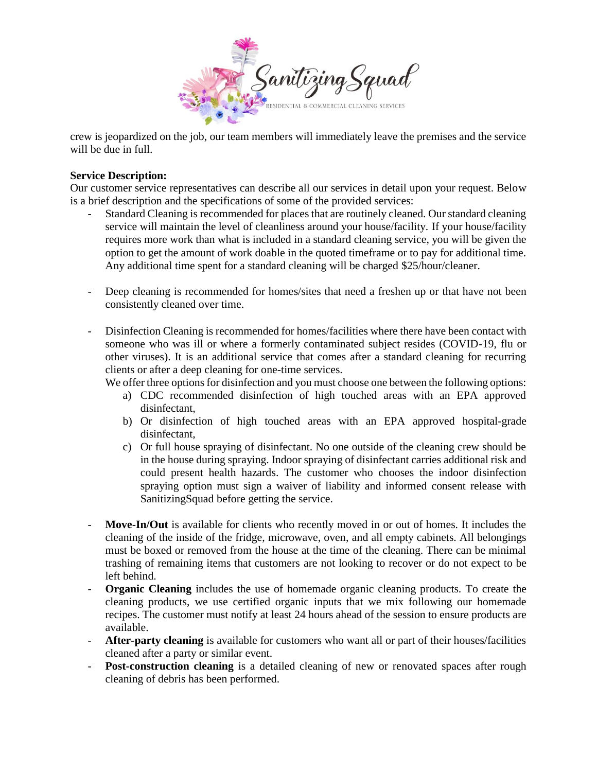crew is jeopardized on the job, our team members will immediately leave the premises and the service will be due in full.

**Service Description:**

Our customer service representatives can describe all our services in detail upon your request. Below is a brief description and the specifications of some of the provided services:

- Standard Cleaning is recommended for places that are routinely cleaned. Our standard cleaning service will maintain the level of cleanliness around your house/facility. If your house/facility requires more work than what is included in a standard cleaning service, you will be given the option to get the amount of work doable in the quoted timeframe or to pay for additional time. Any additional time spent for a standard cleaning will be charged $25/hour/cleaner.

- Deep cleaning is recommended for homes/sites that need a freshen up or that have not been consistently cleaned over time.

- Disinfection Cleaning is recommended for homes/facilities where there have been contact with someone who was ill or where a formerly contaminated subject resides (COVID-19, flu or other viruses). It is an additional service that comes after a standard cleaning for recurring clients or after a deep cleaning for one-time services.
  We offer three options for disinfection and you must choose one between the following options:
  a) CDC recommended disinfection of high touched areas with an EPA approved disinfectant,
  b) Or disinfection of high touched areas with an EPA approved hospital-grade disinfectant,
  c) Or full house spraying of disinfectant. No one outside of the cleaning crew should be in the house during spraying. Indoor spraying of disinfectant carries additional risk and could present health hazards. The customer who chooses the indoor disinfection spraying option must sign a waiver of liability and informed consent release with SanitizingSquad before getting the service.

- **Move-In/Out** is available for clients who recently moved in or out of homes. It includes the cleaning of the inside of the fridge, microwave, oven, and all empty cabinets. All belongings must be boxed or removed from the house at the time of the cleaning. There can be minimal trashing of remaining items that customers are not looking to recover or do not expect to be left behind.
- **Organic Cleaning** includes the use of homemade organic cleaning products. To create the cleaning products, we use certified organic inputs that we mix following our homemade recipes. The customer must notify at least 24 hours ahead of the session to ensure products are available.
- **After-party cleaning** is available for customers who want all or part of their houses/facilities cleaned after a party or similar event.
- **Post-construction cleaning** is a detailed cleaning of new or renovated spaces after rough cleaning of debris has been performed.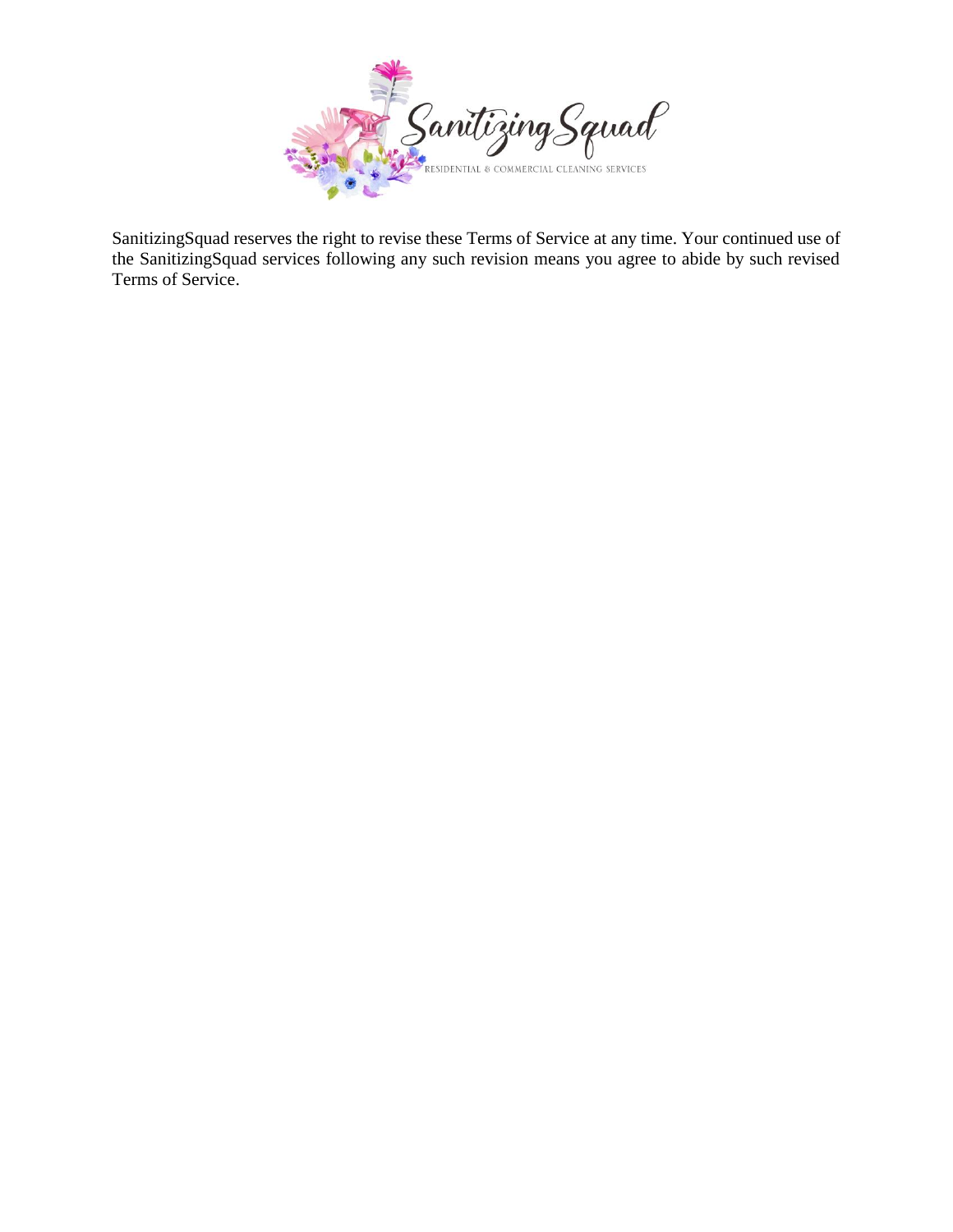SanitizingSquad reserves the right to revise these Terms of Service at any time. Your continued use of the SanitizingSquad services following any such revision means you agree to abide by such revised Terms of Service.